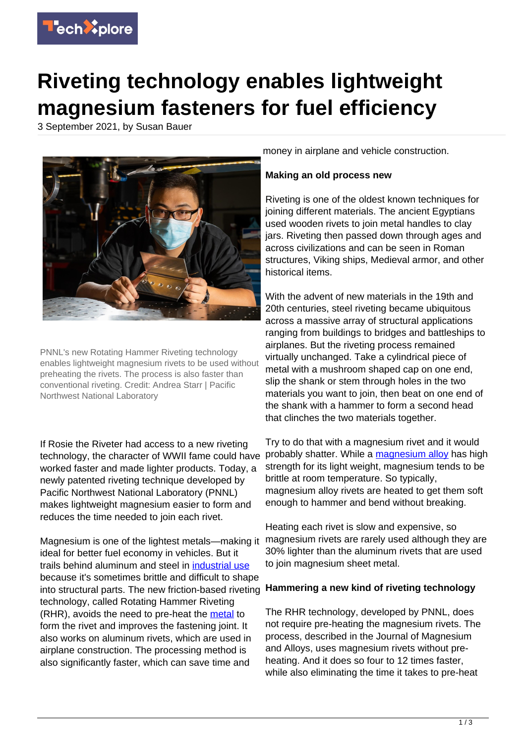# Riveting technology enables lightweight magnesium fasteners for fuel efficiency

3 September 2021, by Susan Bauer

PNNL's new Rotating Hammer Riveting technology enables lightweight magnesium rivets to be used without preheating the rivets. The process is also faster than conventional riveting. Credit: Andrea Starr | Pacific Northwest National Laboratory

If Rosie the Riveter had access to a new riveting technology, the character of WWII fame could have worked faster and made lighter products. Today, a newly patented riveting technique developed by Pacific Northwest National Laboratory (PNNL) makes lightweight magnesium easier to form and reduces the time needed to join each rivet.

Magnesium is one of the lightest metals—making it ideal for better fuel economy in vehicles. But it trails behind aluminum and steel in industrial use because it's sometimes brittle and difficult to shape into structural parts. The new friction-based riveting technology, called Rotating Hammer Riveting (RHR), avoids the need to pre-heat the metal to form the rivet and improves the fastening joint. It also works on aluminum rivets, which are used in airplane construction. The processing method is also significantly faster, which can save time and money in airplane and vehicle construction.

**Making an old process new**

Riveting is one of the oldest known techniques for joining different materials. The ancient Egyptians used wooden rivets to join metal handles to clay jars. Riveting then passed down through ages and across civilizations and can be seen in Roman structures, Viking ships, Medieval armor, and other historical items.

With the advent of new materials in the 19th and 20th centuries, steel riveting became ubiquitous across a massive array of structural applications ranging from buildings to bridges and battleships to airplanes. But the riveting process remained virtually unchanged. Take a cylindrical piece of metal with a mushroom shaped cap on one end, slip the shank or stem through holes in the two materials you want to join, then beat on one end of the shank with a hammer to form a second head that clinches the two materials together.

Try to do that with a magnesium rivet and it would probably shatter. While a magnesium alloy has high strength for its light weight, magnesium tends to be brittle at room temperature. So typically, magnesium alloy rivets are heated to get them soft enough to hammer and bend without breaking.

Heating each rivet is slow and expensive, so magnesium rivets are rarely used although they are 30% lighter than the aluminum rivets that are used to join magnesium sheet metal.

**Hammering a new kind of riveting technology**

The RHR technology, developed by PNNL, does not require pre-heating the magnesium rivets. The process, described in the Journal of Magnesium and Alloys, uses magnesium rivets without pre-heating. And it does so four to 12 times faster, while also eliminating the time it takes to pre-heat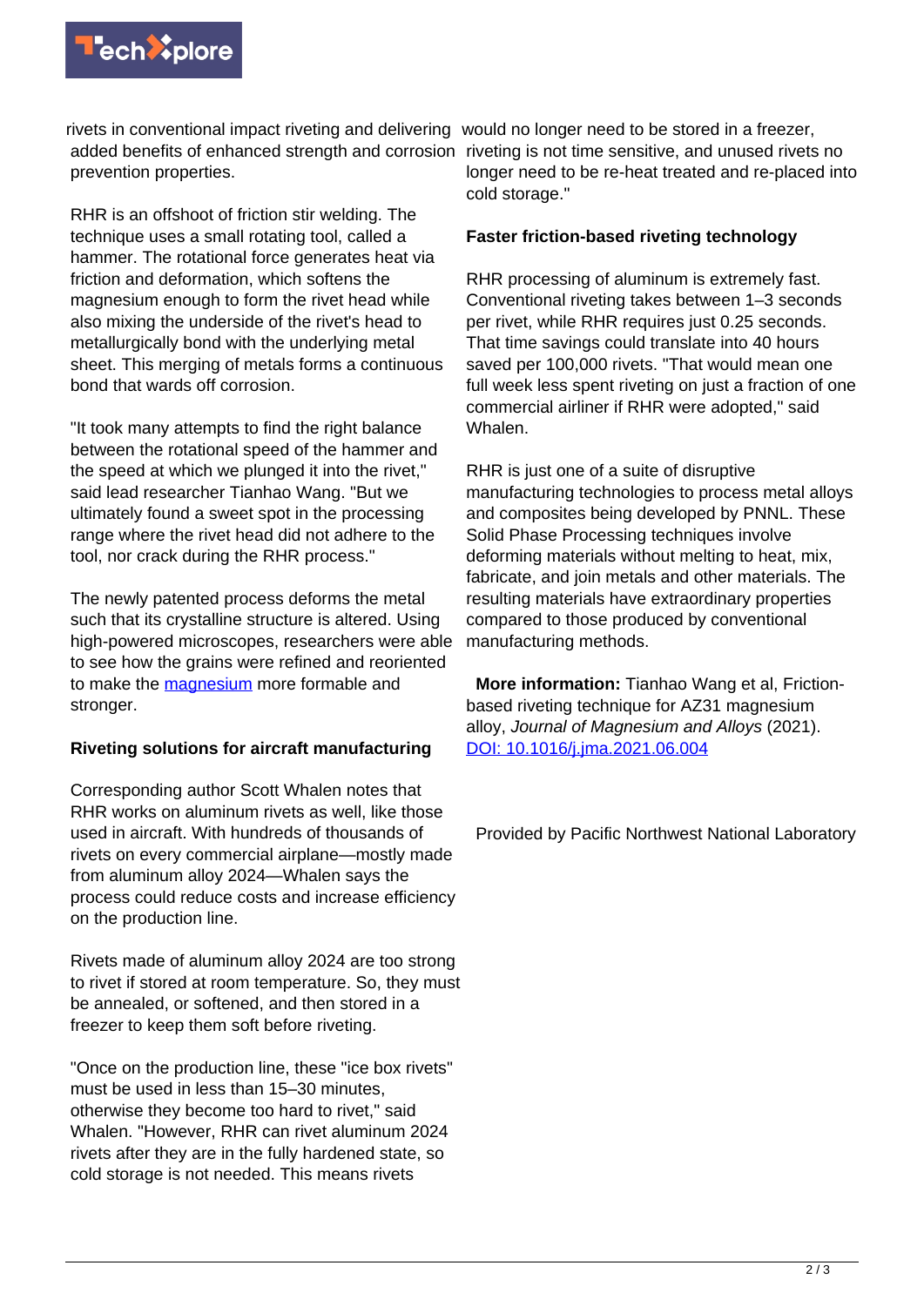rivets in conventional impact riveting and delivering added benefits of enhanced strength and corrosion prevention properties.

RHR is an offshoot of friction stir welding. The technique uses a small rotating tool, called a hammer. The rotational force generates heat via friction and deformation, which softens the magnesium enough to form the rivet head while also mixing the underside of the rivet's head to metallurgically bond with the underlying metal sheet. This merging of metals forms a continuous bond that wards off corrosion.

"It took many attempts to find the right balance between the rotational speed of the hammer and the speed at which we plunged it into the rivet," said lead researcher Tianhao Wang. "But we ultimately found a sweet spot in the processing range where the rivet head did not adhere to the tool, nor crack during the RHR process."

The newly patented process deforms the metal such that its crystalline structure is altered. Using high-powered microscopes, researchers were able to see how the grains were refined and reoriented to make the magnesium more formable and stronger.

**Riveting solutions for aircraft manufacturing**

Corresponding author Scott Whalen notes that RHR works on aluminum rivets as well, like those used in aircraft. With hundreds of thousands of rivets on every commercial airplane—mostly made from aluminum alloy 2024—Whalen says the process could reduce costs and increase efficiency on the production line.

Rivets made of aluminum alloy 2024 are too strong to rivet if stored at room temperature. So, they must be annealed, or softened, and then stored in a freezer to keep them soft before riveting.

"Once on the production line, these "ice box rivets" must be used in less than 15–30 minutes, otherwise they become too hard to rivet," said Whalen. "However, RHR can rivet aluminum 2024 rivets after they are in the fully hardened state, so cold storage is not needed. This means rivets would no longer need to be stored in a freezer, riveting is not time sensitive, and unused rivets no longer need to be re-heat treated and re-placed into cold storage."

**Faster friction-based riveting technology**

RHR processing of aluminum is extremely fast. Conventional riveting takes between 1–3 seconds per rivet, while RHR requires just 0.25 seconds. That time savings could translate into 40 hours saved per 100,000 rivets. "That would mean one full week less spent riveting on just a fraction of one commercial airliner if RHR were adopted," said Whalen.

RHR is just one of a suite of disruptive manufacturing technologies to process metal alloys and composites being developed by PNNL. These Solid Phase Processing techniques involve deforming materials without melting to heat, mix, fabricate, and join metals and other materials. The resulting materials have extraordinary properties compared to those produced by conventional manufacturing methods.

**More information:** Tianhao Wang et al, Friction-based riveting technique for AZ31 magnesium alloy, *Journal of Magnesium and Alloys* (2021). DOI: 10.1016/j.jma.2021.06.004

Provided by Pacific Northwest National Laboratory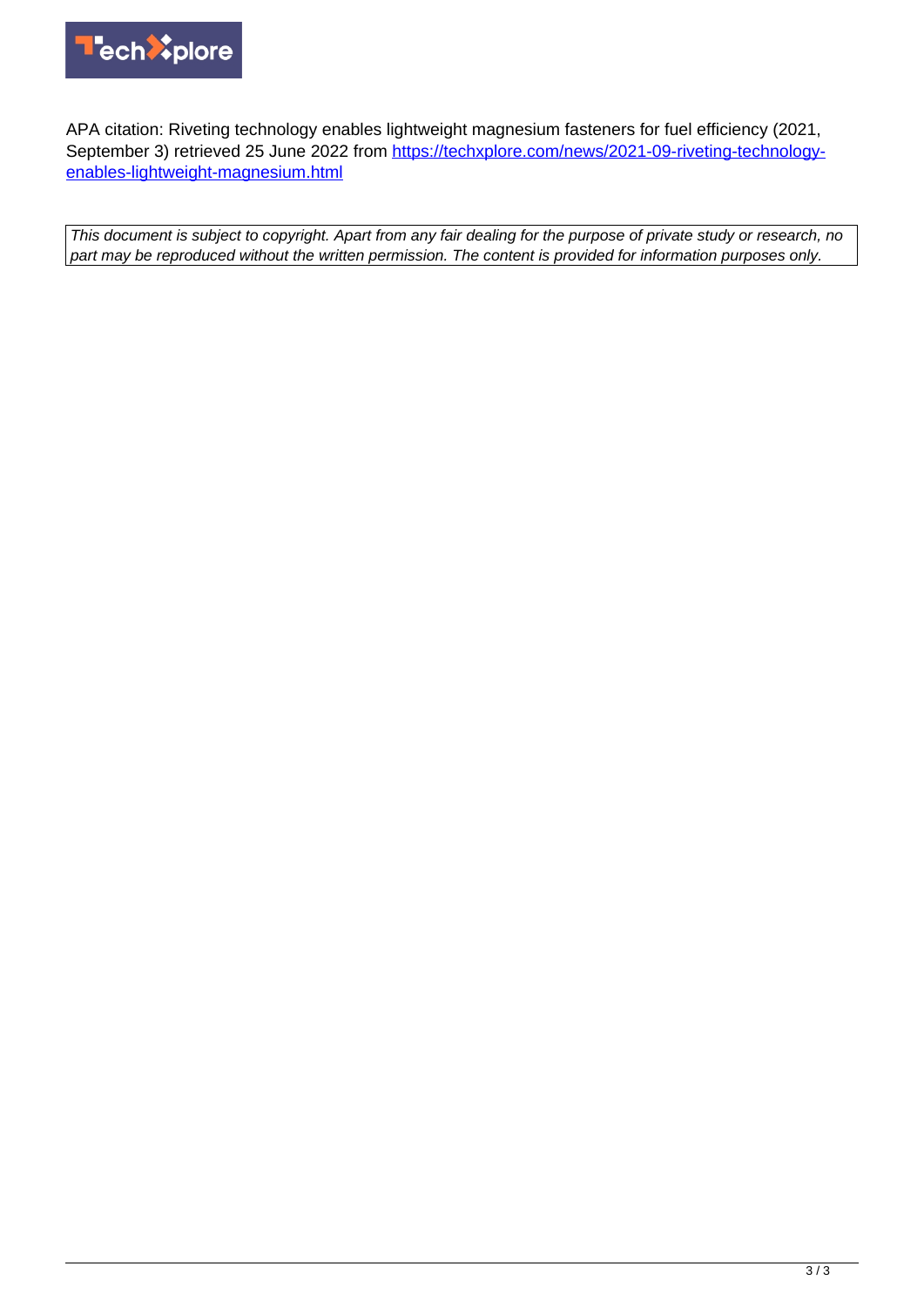APA citation: Riveting technology enables lightweight magnesium fasteners for fuel efficiency (2021, September 3) retrieved 25 June 2022 from [https://techxplore.com/news/2021-09-riveting-technology-enables-lightweight-magnesium.html](https://techxplore.com/news/2021-09-riveting-technology-enables-lightweight-magnesium.html)

*This document is subject to copyright. Apart from any fair dealing for the purpose of private study or research, no part may be reproduced without the written permission. The content is provided for information purposes only.*